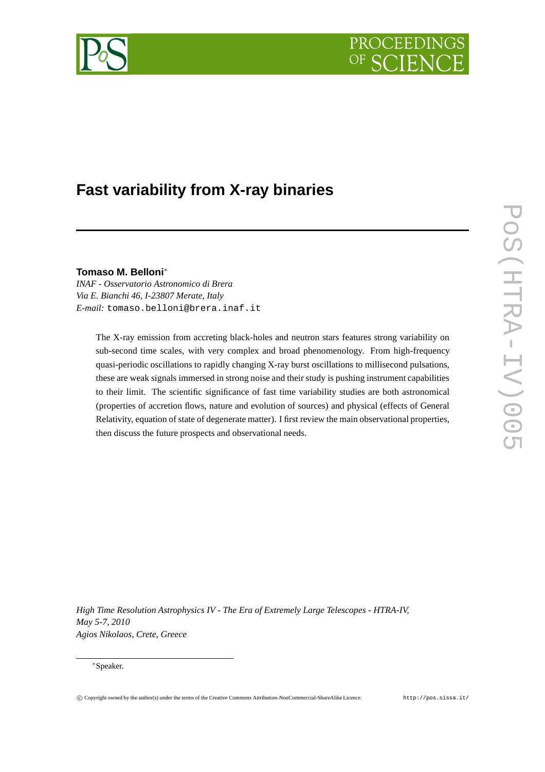# Fast variability from X-ray binaries

**Tomaso M. Belloni***

*INAF - Osservatorio Astronomico di Brera*
*Via E. Bianchi 46, I-23807 Merate, Italy*
*E-mail:* tomaso.belloni@brera.inaf.it

The X-ray emission from accreting black-holes and neutron stars features strong variability on sub-second time scales, with very complex and broad phenomenology. From high-frequency quasi-periodic oscillations to rapidly changing X-ray burst oscillations to millisecond pulsations, these are weak signals immersed in strong noise and their study is pushing instrument capabilities to their limit. The scientific significance of fast time variability studies are both astronomical (properties of accretion flows, nature and evolution of sources) and physical (effects of General Relativity, equation of state of degenerate matter). I first review the main observational properties, then discuss the future prospects and observational needs.

*High Time Resolution Astrophysics IV - The Era of Extremely Large Telescopes - HTRA-IV, May 5-7, 2010*
*Agios Nikolaos, Crete, Greece*

*Speaker.

© Copyright owned by the author(s) under the terms of the Creative Commons Attribution-NonCommercial-ShareAlike Licence. http://pos.sissa.it/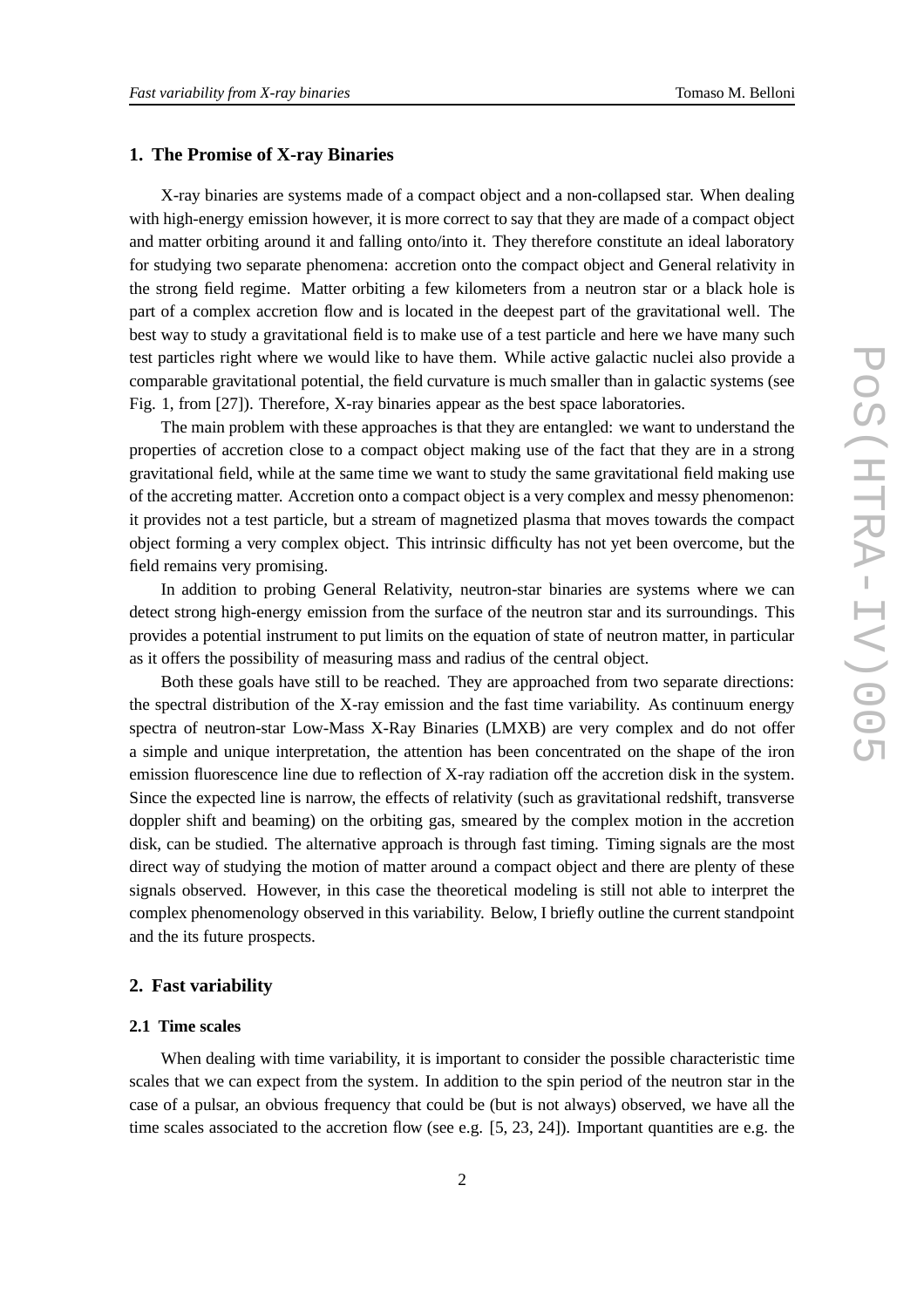## 1. The Promise of X-ray Binaries

X-ray binaries are systems made of a compact object and a non-collapsed star. When dealing with high-energy emission however, it is more correct to say that they are made of a compact object and matter orbiting around it and falling onto/into it. They therefore constitute an ideal laboratory for studying two separate phenomena: accretion onto the compact object and General relativity in the strong field regime. Matter orbiting a few kilometers from a neutron star or a black hole is part of a complex accretion flow and is located in the deepest part of the gravitational well. The best way to study a gravitational field is to make use of a test particle and here we have many such test particles right where we would like to have them. While active galactic nuclei also provide a comparable gravitational potential, the field curvature is much smaller than in galactic systems (see Fig. 1, from [27]). Therefore, X-ray binaries appear as the best space laboratories.

The main problem with these approaches is that they are entangled: we want to understand the properties of accretion close to a compact object making use of the fact that they are in a strong gravitational field, while at the same time we want to study the same gravitational field making use of the accreting matter. Accretion onto a compact object is a very complex and messy phenomenon: it provides not a test particle, but a stream of magnetized plasma that moves towards the compact object forming a very complex object. This intrinsic difficulty has not yet been overcome, but the field remains very promising.

In addition to probing General Relativity, neutron-star binaries are systems where we can detect strong high-energy emission from the surface of the neutron star and its surroundings. This provides a potential instrument to put limits on the equation of state of neutron matter, in particular as it offers the possibility of measuring mass and radius of the central object.

Both these goals have still to be reached. They are approached from two separate directions: the spectral distribution of the X-ray emission and the fast time variability. As continuum energy spectra of neutron-star Low-Mass X-Ray Binaries (LMXB) are very complex and do not offer a simple and unique interpretation, the attention has been concentrated on the shape of the iron emission fluorescence line due to reflection of X-ray radiation off the accretion disk in the system. Since the expected line is narrow, the effects of relativity (such as gravitational redshift, transverse doppler shift and beaming) on the orbiting gas, smeared by the complex motion in the accretion disk, can be studied. The alternative approach is through fast timing. Timing signals are the most direct way of studying the motion of matter around a compact object and there are plenty of these signals observed. However, in this case the theoretical modeling is still not able to interpret the complex phenomenology observed in this variability. Below, I briefly outline the current standpoint and the its future prospects.

## 2. Fast variability

### 2.1 Time scales

When dealing with time variability, it is important to consider the possible characteristic time scales that we can expect from the system. In addition to the spin period of the neutron star in the case of a pulsar, an obvious frequency that could be (but is not always) observed, we have all the time scales associated to the accretion flow (see e.g. [5, 23, 24]). Important quantities are e.g. the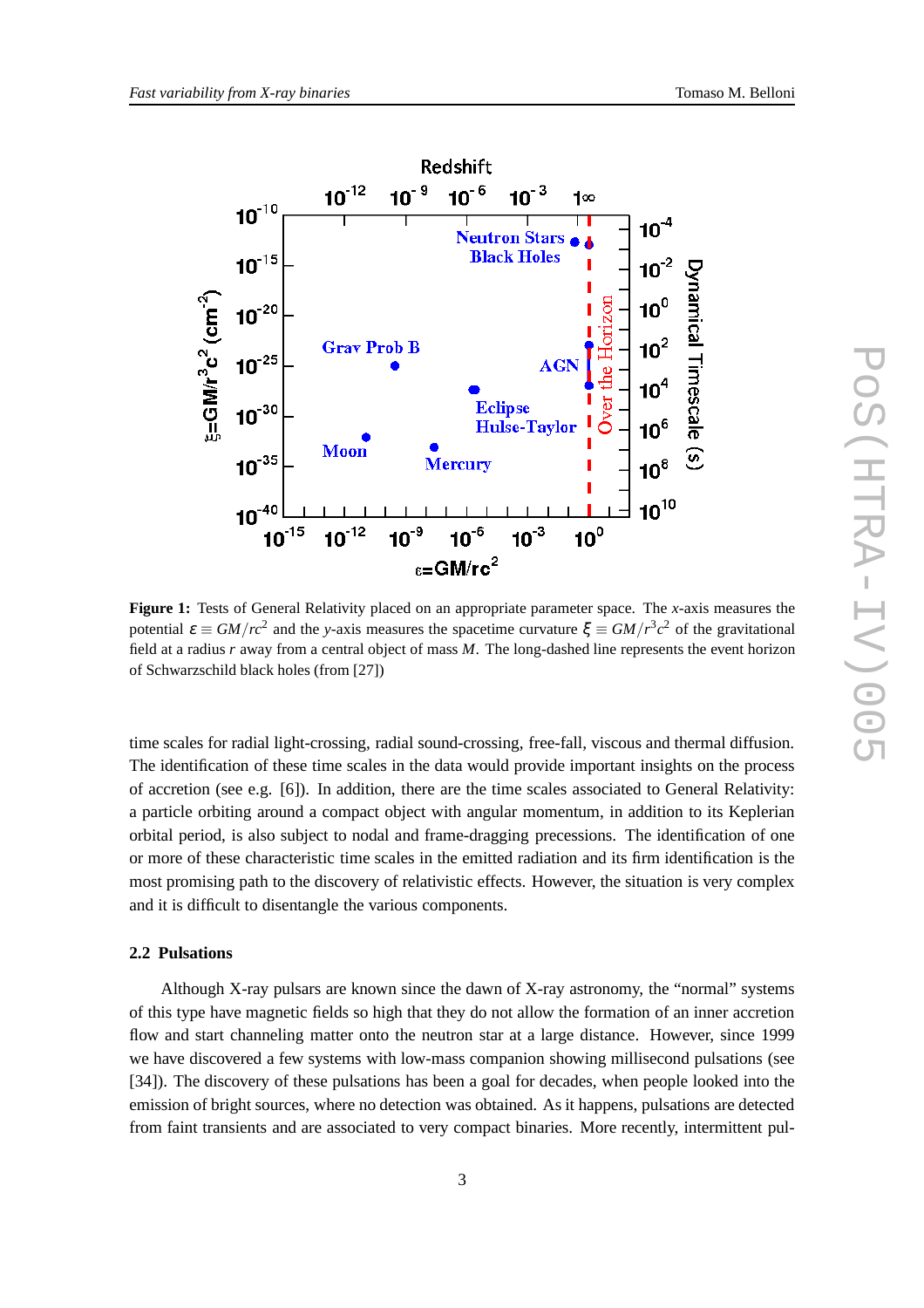**Figure 1:** Tests of General Relativity placed on an appropriate parameter space. The $x$-axis measures the potential $\varepsilon \equiv GM/rc^2$ and the $y$-axis measures the spacetime curvature $\xi \equiv GM/r^3c^2$ of the gravitational field at a radius $r$ away from a central object of mass $M$. The long-dashed line represents the event horizon of Schwarzschild black holes (from [27])

time scales for radial light-crossing, radial sound-crossing, free-fall, viscous and thermal diffusion. The identification of these time scales in the data would provide important insights on the process of accretion (see e.g. [6]). In addition, there are the time scales associated to General Relativity: a particle orbiting around a compact object with angular momentum, in addition to its Keplerian orbital period, is also subject to nodal and frame-dragging precessions. The identification of one or more of these characteristic time scales in the emitted radiation and its firm identification is the most promising path to the discovery of relativistic effects. However, the situation is very complex and it is difficult to disentangle the various components.

### 2.2 Pulsations

Although X-ray pulsars are known since the dawn of X-ray astronomy, the "normal" systems of this type have magnetic fields so high that they do not allow the formation of an inner accretion flow and start channeling matter onto the neutron star at a large distance. However, since 1999 we have discovered a few systems with low-mass companion showing millisecond pulsations (see [34]). The discovery of these pulsations has been a goal for decades, when people looked into the emission of bright sources, where no detection was obtained. As it happens, pulsations are detected from faint transients and are associated to very compact binaries. More recently, intermittent pul-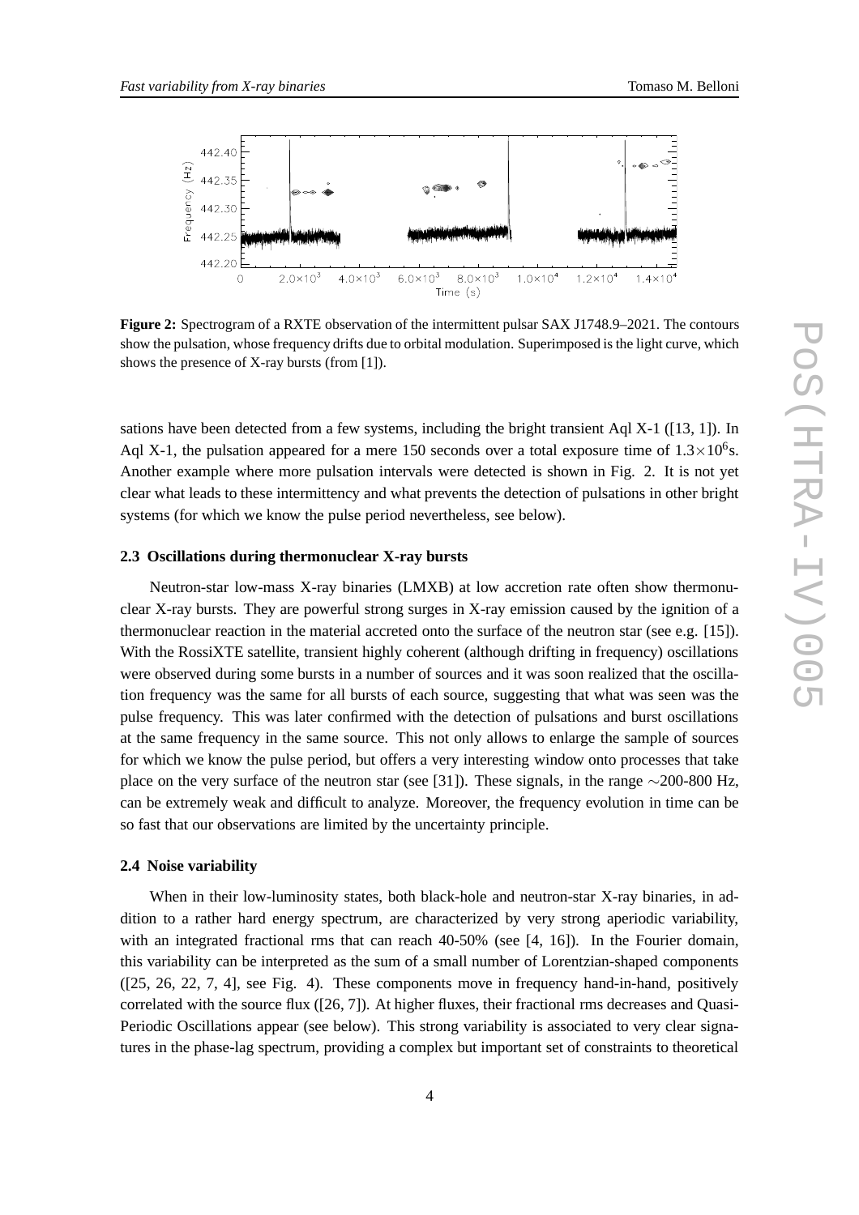**Figure 2:** Spectrogram of a RXTE observation of the intermittent pulsar SAX J1748.9–2021. The contours show the pulsation, whose frequency drifts due to orbital modulation. Superimposed is the light curve, which shows the presence of X-ray bursts (from [1]).

sations have been detected from a few systems, including the bright transient Aql X-1 ([13, 1]). In Aql X-1, the pulsation appeared for a mere 150 seconds over a total exposure time of $1.3\times10^6$s. Another example where more pulsation intervals were detected is shown in Fig. 2. It is not yet clear what leads to these intermittency and what prevents the detection of pulsations in other bright systems (for which we know the pulse period nevertheless, see below).

### 2.3 Oscillations during thermonuclear X-ray bursts

Neutron-star low-mass X-ray binaries (LMXB) at low accretion rate often show thermonuclear X-ray bursts. They are powerful strong surges in X-ray emission caused by the ignition of a thermonuclear reaction in the material accreted onto the surface of the neutron star (see e.g. [15]). With the RossiXTE satellite, transient highly coherent (although drifting in frequency) oscillations were observed during some bursts in a number of sources and it was soon realized that the oscillation frequency was the same for all bursts of each source, suggesting that what was seen was the pulse frequency. This was later confirmed with the detection of pulsations and burst oscillations at the same frequency in the same source. This not only allows to enlarge the sample of sources for which we know the pulse period, but offers a very interesting window onto processes that take place on the very surface of the neutron star (see [31]). These signals, in the range $\sim$200-800 Hz, can be extremely weak and difficult to analyze. Moreover, the frequency evolution in time can be so fast that our observations are limited by the uncertainty principle.

### 2.4 Noise variability

When in their low-luminosity states, both black-hole and neutron-star X-ray binaries, in addition to a rather hard energy spectrum, are characterized by very strong aperiodic variability, with an integrated fractional rms that can reach 40-50% (see [4, 16]). In the Fourier domain, this variability can be interpreted as the sum of a small number of Lorentzian-shaped components ([25, 26, 22, 7, 4], see Fig. 4). These components move in frequency hand-in-hand, positively correlated with the source flux ([26, 7]). At higher fluxes, their fractional rms decreases and Quasi-Periodic Oscillations appear (see below). This strong variability is associated to very clear signatures in the phase-lag spectrum, providing a complex but important set of constraints to theoretical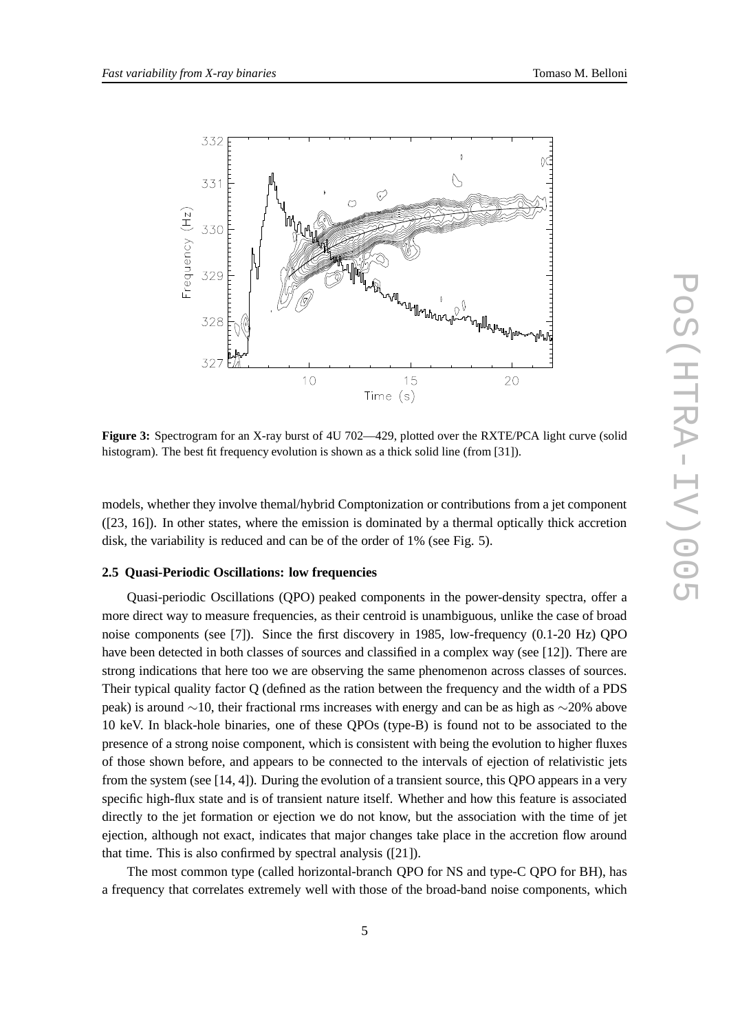**Figure 3:** Spectrogram for an X-ray burst of 4U 702—429, plotted over the RXTE/PCA light curve (solid histogram). The best fit frequency evolution is shown as a thick solid line (from [31]).

models, whether they involve themal/hybrid Comptonization or contributions from a jet component ([23, 16]). In other states, where the emission is dominated by a thermal optically thick accretion disk, the variability is reduced and can be of the order of 1% (see Fig. 5).

### 2.5 Quasi-Periodic Oscillations: low frequencies

Quasi-periodic Oscillations (QPO) peaked components in the power-density spectra, offer a more direct way to measure frequencies, as their centroid is unambiguous, unlike the case of broad noise components (see [7]). Since the first discovery in 1985, low-frequency (0.1-20 Hz) QPO have been detected in both classes of sources and classified in a complex way (see [12]). There are strong indications that here too we are observing the same phenomenon across classes of sources. Their typical quality factor Q (defined as the ration between the frequency and the width of a PDS peak) is around $\sim$10, their fractional rms increases with energy and can be as high as $\sim$20% above 10 keV. In black-hole binaries, one of these QPOs (type-B) is found not to be associated to the presence of a strong noise component, which is consistent with being the evolution to higher fluxes of those shown before, and appears to be connected to the intervals of ejection of relativistic jets from the system (see [14, 4]). During the evolution of a transient source, this QPO appears in a very specific high-flux state and is of transient nature itself. Whether and how this feature is associated directly to the jet formation or ejection we do not know, but the association with the time of jet ejection, although not exact, indicates that major changes take place in the accretion flow around that time. This is also confirmed by spectral analysis ([21]).

The most common type (called horizontal-branch QPO for NS and type-C QPO for BH), has a frequency that correlates extremely well with those of the broad-band noise components, which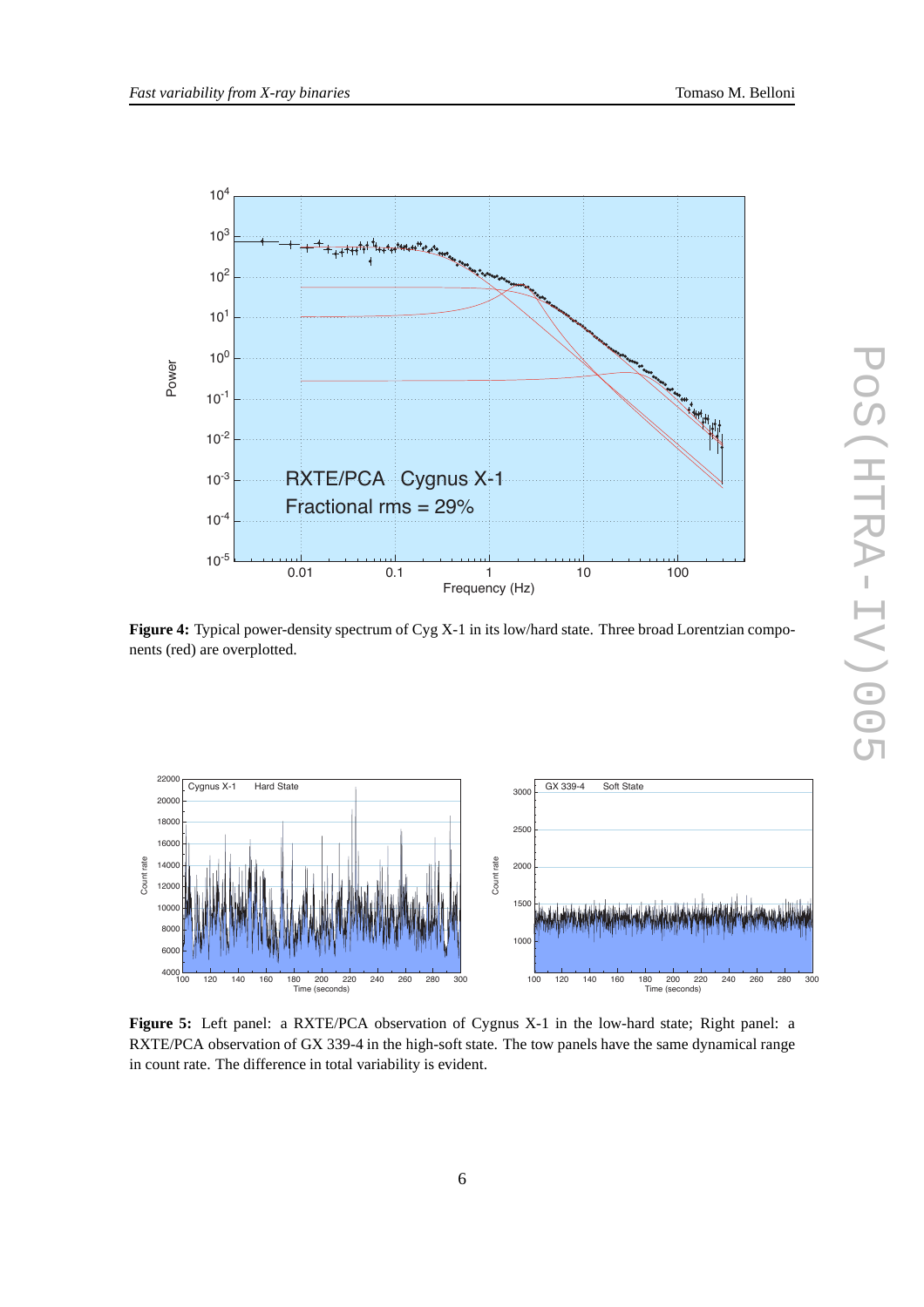**Figure 4:** Typical power-density spectrum of Cyg X-1 in its low/hard state. Three broad Lorentzian components (red) are overplotted.

**Figure 5:** Left panel: a RXTE/PCA observation of Cygnus X-1 in the low-hard state; Right panel: a RXTE/PCA observation of GX 339-4 in the high-soft state. The tow panels have the same dynamical range in count rate. The difference in total variability is evident.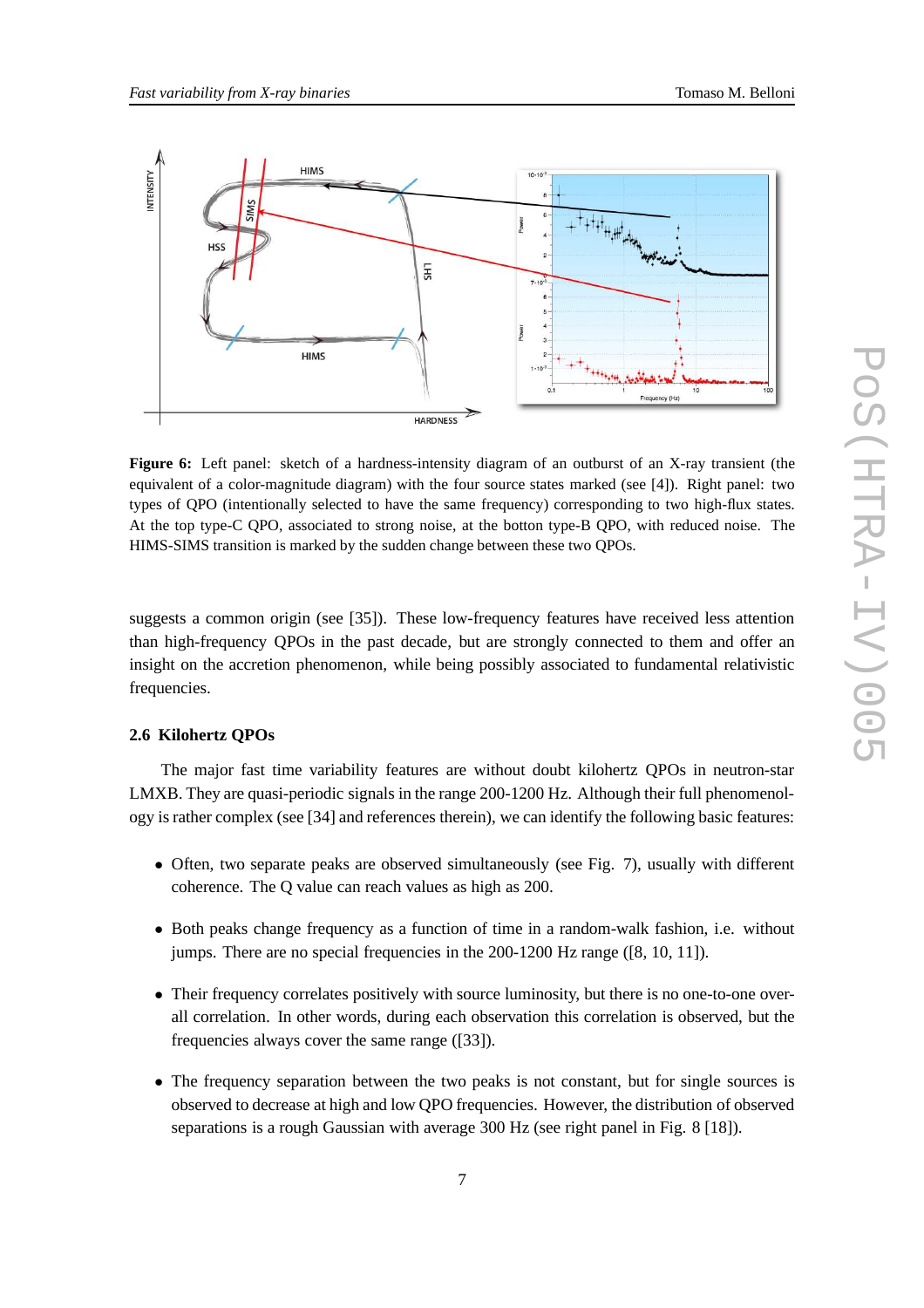**Figure 6:** Left panel: sketch of a hardness-intensity diagram of an outburst of an X-ray transient (the equivalent of a color-magnitude diagram) with the four source states marked (see [4]). Right panel: two types of QPO (intentionally selected to have the same frequency) corresponding to two high-flux states. At the top type-C QPO, associated to strong noise, at the botton type-B QPO, with reduced noise. The HIMS-SIMS transition is marked by the sudden change between these two QPOs.

suggests a common origin (see [35]). These low-frequency features have received less attention than high-frequency QPOs in the past decade, but are strongly connected to them and offer an insight on the accretion phenomenon, while being possibly associated to fundamental relativistic frequencies.

### 2.6 Kilohertz QPOs

The major fast time variability features are without doubt kilohertz QPOs in neutron-star LMXB. They are quasi-periodic signals in the range 200-1200 Hz. Although their full phenomenology is rather complex (see [34] and references therein), we can identify the following basic features:

- Often, two separate peaks are observed simultaneously (see Fig. 7), usually with different coherence. The Q value can reach values as high as 200.
- Both peaks change frequency as a function of time in a random-walk fashion, i.e. without jumps. There are no special frequencies in the 200-1200 Hz range ([8, 10, 11]).
- Their frequency correlates positively with source luminosity, but there is no one-to-one overall correlation. In other words, during each observation this correlation is observed, but the frequencies always cover the same range ([33]).
- The frequency separation between the two peaks is not constant, but for single sources is observed to decrease at high and low QPO frequencies. However, the distribution of observed separations is a rough Gaussian with average 300 Hz (see right panel in Fig. 8 [18]).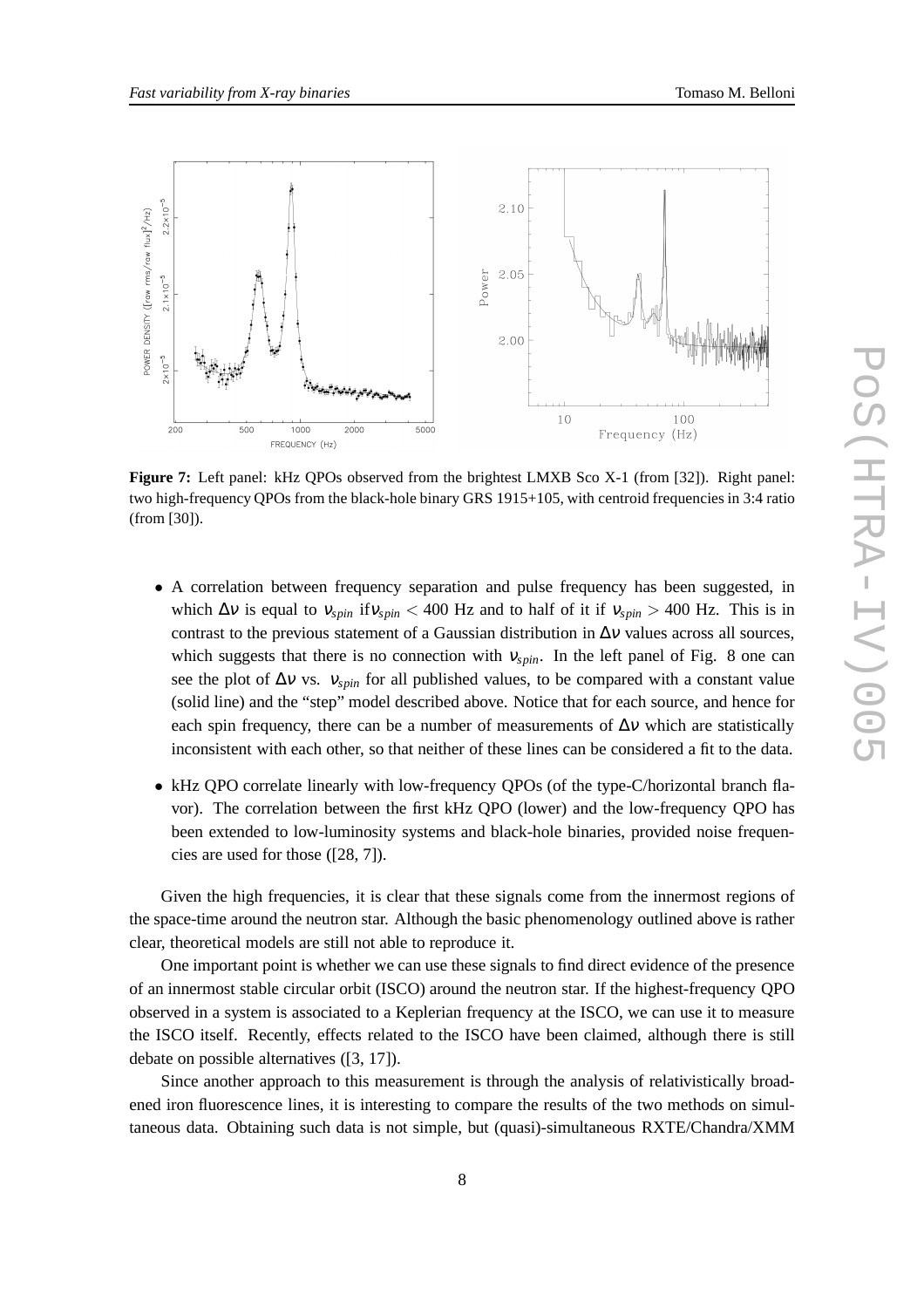**Figure 7:** Left panel: kHz QPOs observed from the brightest LMXB Sco X-1 (from [32]). Right panel: two high-frequency QPOs from the black-hole binary GRS 1915+105, with centroid frequencies in 3:4 ratio (from [30]).

- A correlation between frequency separation and pulse frequency has been suggested, in which $\Delta\nu$ is equal to $\nu_{spin}$ if$\nu_{spin} < 400$ Hz and to half of it if $\nu_{spin} > 400$ Hz. This is in contrast to the previous statement of a Gaussian distribution in $\Delta\nu$ values across all sources, which suggests that there is no connection with $\nu_{spin}$. In the left panel of Fig. 8 one can see the plot of $\Delta\nu$ vs. $\nu_{spin}$ for all published values, to be compared with a constant value (solid line) and the "step" model described above. Notice that for each source, and hence for each spin frequency, there can be a number of measurements of $\Delta\nu$ which are statistically inconsistent with each other, so that neither of these lines can be considered a fit to the data.
- kHz QPO correlate linearly with low-frequency QPOs (of the type-C/horizontal branch flavor). The correlation between the first kHz QPO (lower) and the low-frequency QPO has been extended to low-luminosity systems and black-hole binaries, provided noise frequencies are used for those ([28, 7]).

Given the high frequencies, it is clear that these signals come from the innermost regions of the space-time around the neutron star. Although the basic phenomenology outlined above is rather clear, theoretical models are still not able to reproduce it.

One important point is whether we can use these signals to find direct evidence of the presence of an innermost stable circular orbit (ISCO) around the neutron star. If the highest-frequency QPO observed in a system is associated to a Keplerian frequency at the ISCO, we can use it to measure the ISCO itself. Recently, effects related to the ISCO have been claimed, although there is still debate on possible alternatives ([3, 17]).

Since another approach to this measurement is through the analysis of relativistically broadened iron fluorescence lines, it is interesting to compare the results of the two methods on simultaneous data. Obtaining such data is not simple, but (quasi)-simultaneous RXTE/Chandra/XMM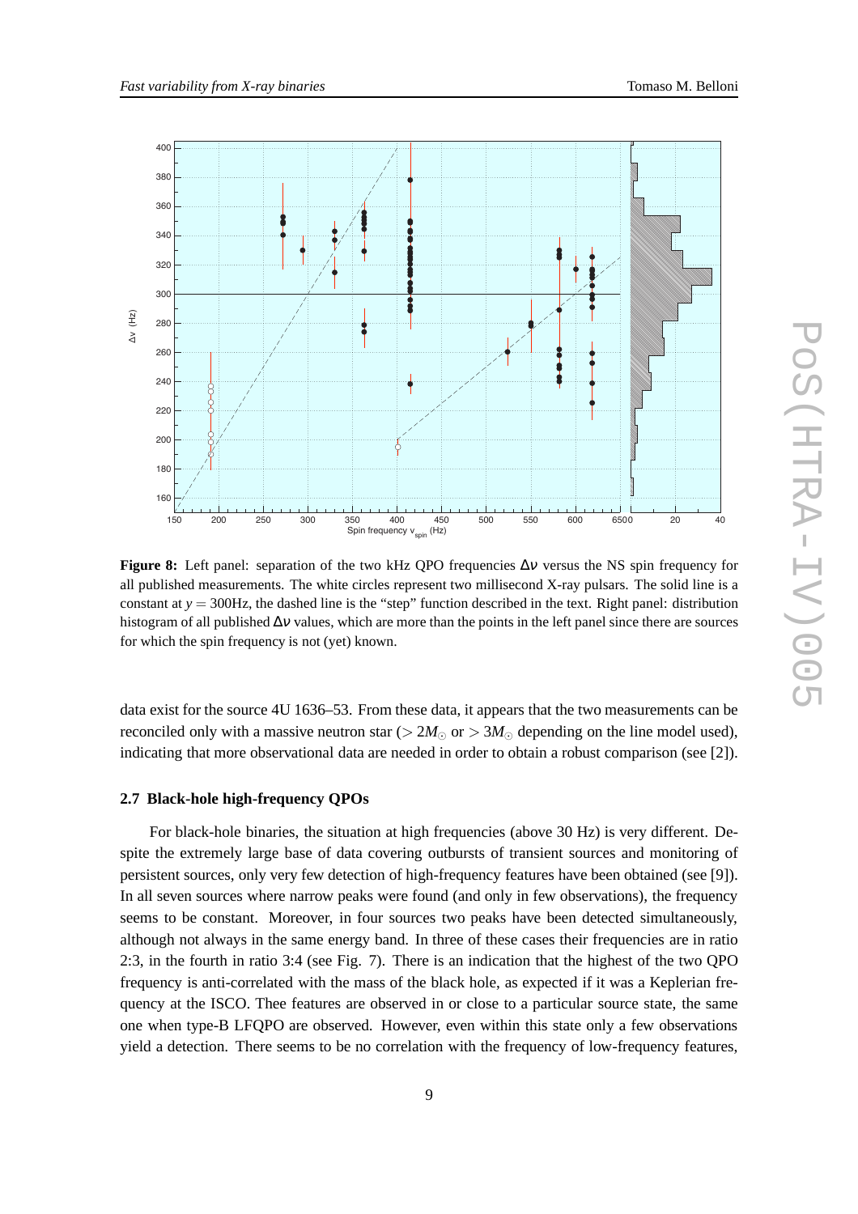**Figure 8:** Left panel: separation of the two kHz QPO frequencies $\Delta\nu$ versus the NS spin frequency for all published measurements. The white circles represent two millisecond X-ray pulsars. The solid line is a constant at $y = 300$Hz, the dashed line is the "step" function described in the text. Right panel: distribution histogram of all published $\Delta\nu$ values, which are more than the points in the left panel since there are sources for which the spin frequency is not (yet) known.

data exist for the source 4U 1636–53. From these data, it appears that the two measurements can be reconciled only with a massive neutron star ($> 2M_\odot$ or $> 3M_\odot$ depending on the line model used), indicating that more observational data are needed in order to obtain a robust comparison (see [2]).

### 2.7 Black-hole high-frequency QPOs

For black-hole binaries, the situation at high frequencies (above 30 Hz) is very different. Despite the extremely large base of data covering outbursts of transient sources and monitoring of persistent sources, only very few detection of high-frequency features have been obtained (see [9]). In all seven sources where narrow peaks were found (and only in few observations), the frequency seems to be constant. Moreover, in four sources two peaks have been detected simultaneously, although not always in the same energy band. In three of these cases their frequencies are in ratio 2:3, in the fourth in ratio 3:4 (see Fig. 7). There is an indication that the highest of the two QPO frequency is anti-correlated with the mass of the black hole, as expected if it was a Keplerian frequency at the ISCO. Thee features are observed in or close to a particular source state, the same one when type-B LFQPO are observed. However, even within this state only a few observations yield a detection. There seems to be no correlation with the frequency of low-frequency features,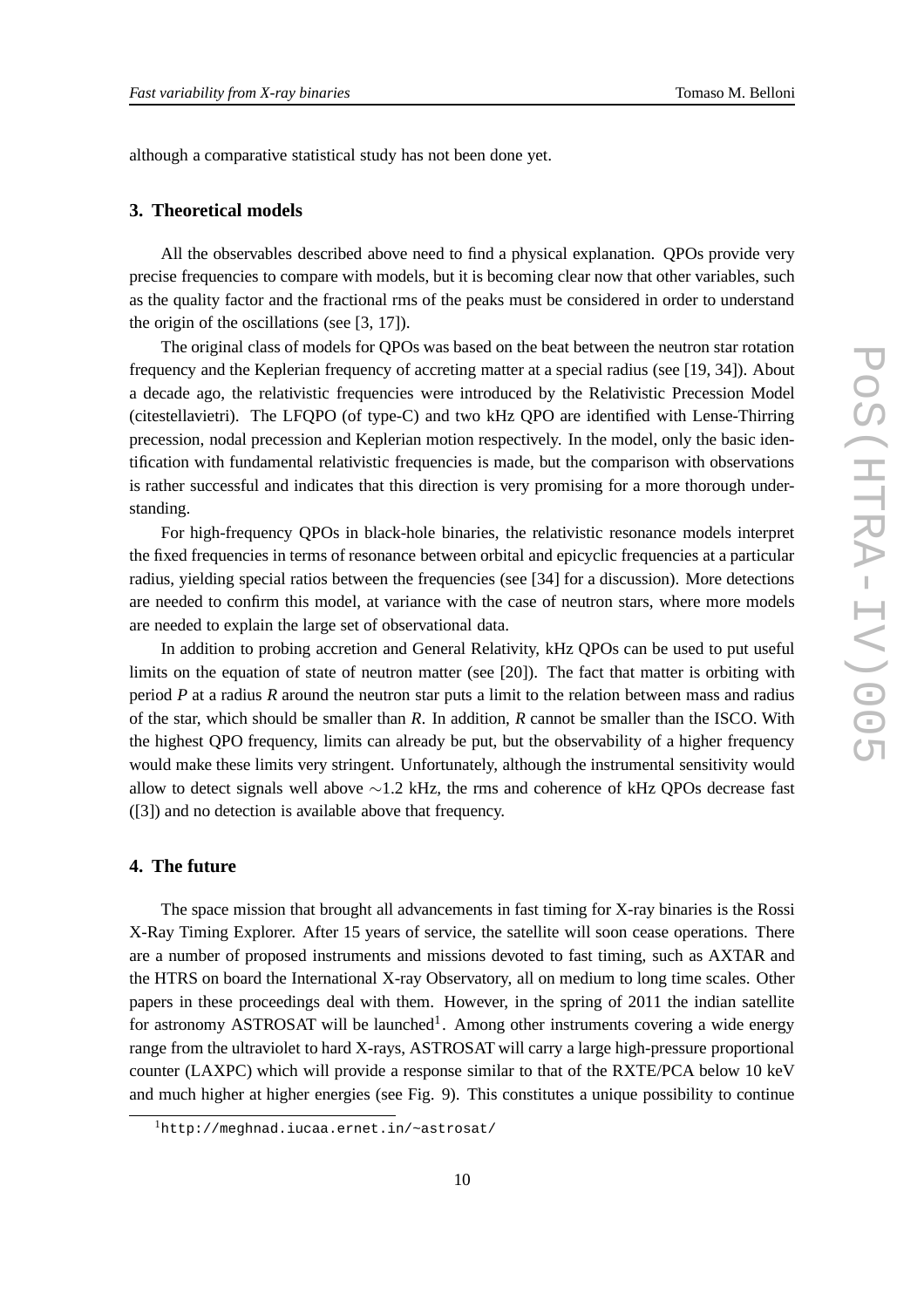although a comparative statistical study has not been done yet.

## 3. Theoretical models

All the observables described above need to find a physical explanation. QPOs provide very precise frequencies to compare with models, but it is becoming clear now that other variables, such as the quality factor and the fractional rms of the peaks must be considered in order to understand the origin of the oscillations (see [3, 17]).

The original class of models for QPOs was based on the beat between the neutron star rotation frequency and the Keplerian frequency of accreting matter at a special radius (see [19, 34]). About a decade ago, the relativistic frequencies were introduced by the Relativistic Precession Model (citestellavietri). The LFQPO (of type-C) and two kHz QPO are identified with Lense-Thirring precession, nodal precession and Keplerian motion respectively. In the model, only the basic identification with fundamental relativistic frequencies is made, but the comparison with observations is rather successful and indicates that this direction is very promising for a more thorough understanding.

For high-frequency QPOs in black-hole binaries, the relativistic resonance models interpret the fixed frequencies in terms of resonance between orbital and epicyclic frequencies at a particular radius, yielding special ratios between the frequencies (see [34] for a discussion). More detections are needed to confirm this model, at variance with the case of neutron stars, where more models are needed to explain the large set of observational data.

In addition to probing accretion and General Relativity, kHz QPOs can be used to put useful limits on the equation of state of neutron matter (see [20]). The fact that matter is orbiting with period $P$ at a radius $R$ around the neutron star puts a limit to the relation between mass and radius of the star, which should be smaller than $R$. In addition, $R$ cannot be smaller than the ISCO. With the highest QPO frequency, limits can already be put, but the observability of a higher frequency would make these limits very stringent. Unfortunately, although the instrumental sensitivity would allow to detect signals well above $\sim$1.2 kHz, the rms and coherence of kHz QPOs decrease fast ([3]) and no detection is available above that frequency.

## 4. The future

The space mission that brought all advancements in fast timing for X-ray binaries is the Rossi X-Ray Timing Explorer. After 15 years of service, the satellite will soon cease operations. There are a number of proposed instruments and missions devoted to fast timing, such as AXTAR and the HTRS on board the International X-ray Observatory, all on medium to long time scales. Other papers in these proceedings deal with them. However, in the spring of 2011 the indian satellite for astronomy ASTROSAT will be launched[1]. Among other instruments covering a wide energy range from the ultraviolet to hard X-rays, ASTROSAT will carry a large high-pressure proportional counter (LAXPC) which will provide a response similar to that of the RXTE/PCA below 10 keV and much higher at higher energies (see Fig. 9). This constitutes a unique possibility to continue

[1] http://meghnad.iucaa.ernet.in/~astrosat/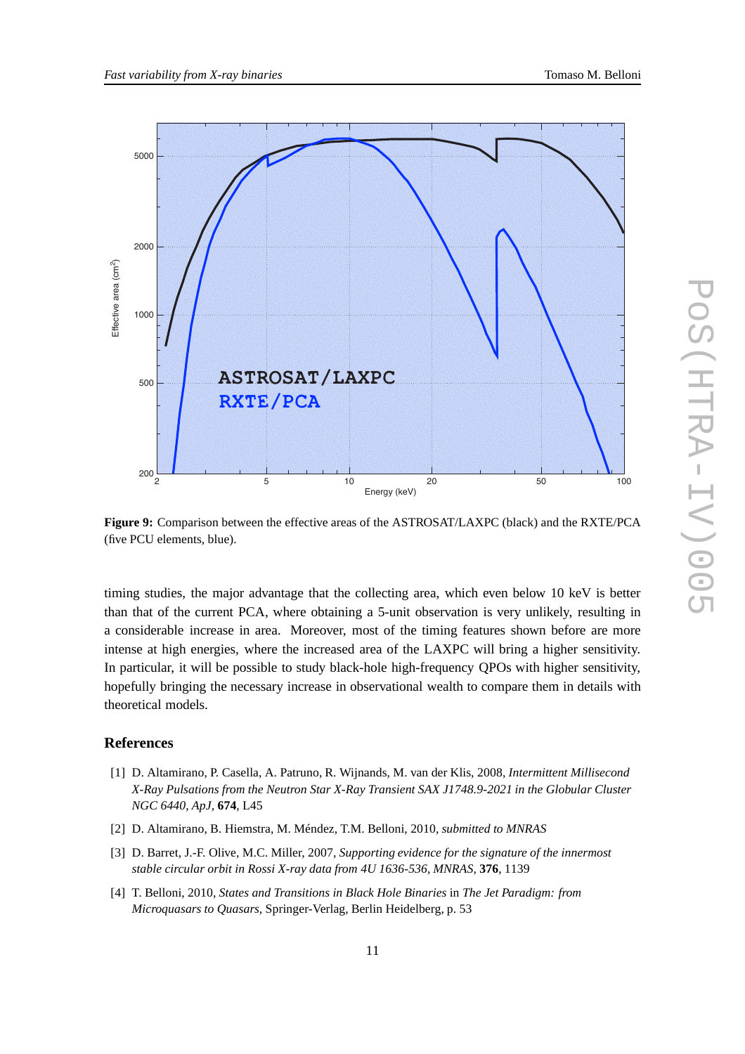**Figure 9:** Comparison between the effective areas of the ASTROSAT/LAXPC (black) and the RXTE/PCA (five PCU elements, blue).

timing studies, the major advantage that the collecting area, which even below 10 keV is better than that of the current PCA, where obtaining a 5-unit observation is very unlikely, resulting in a considerable increase in area. Moreover, most of the timing features shown before are more intense at high energies, where the increased area of the LAXPC will bring a higher sensitivity. In particular, it will be possible to study black-hole high-frequency QPOs with higher sensitivity, hopefully bringing the necessary increase in observational wealth to compare them in details with theoretical models.

## References

[1] D. Altamirano, P. Casella, A. Patruno, R. Wijnands, M. van der Klis, 2008, *Intermittent Millisecond X-Ray Pulsations from the Neutron Star X-Ray Transient SAX J1748.9-2021 in the Globular Cluster NGC 6440*, *ApJ*, **674**, L45

[2] D. Altamirano, B. Hiemstra, M. Méndez, T.M. Belloni, 2010, *submitted to MNRAS*

[3] D. Barret, J.-F. Olive, M.C. Miller, 2007, *Supporting evidence for the signature of the innermost stable circular orbit in Rossi X-ray data from 4U 1636-536*, *MNRAS*, **376**, 1139

[4] T. Belloni, 2010, *States and Transitions in Black Hole Binaries* in *The Jet Paradigm: from Microquasars to Quasars*, Springer-Verlag, Berlin Heidelberg, p. 53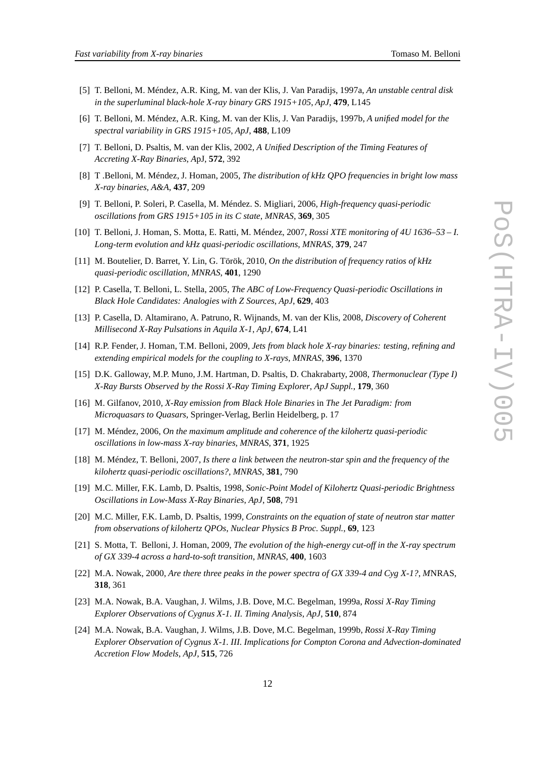[5] T. Belloni, M. Méndez, A.R. King, M. van der Klis, J. Van Paradijs, 1997a, *An unstable central disk in the superluminal black-hole X-ray binary GRS 1915+105*, *ApJ*, **479**, L145

[6] T. Belloni, M. Méndez, A.R. King, M. van der Klis, J. Van Paradijs, 1997b, *A unified model for the spectral variability in GRS 1915+105*, *ApJ*, **488**, L109

[7] T. Belloni, D. Psaltis, M. van der Klis, 2002, *A Unified Description of the Timing Features of Accreting X-Ray Binaries*, *A*pJ, **572**, 392

[8] T .Belloni, M. Méndez, J. Homan, 2005, *The distribution of kHz QPO frequencies in bright low mass X-ray binaries*, *A&A*, **437**, 209

[9] T. Belloni, P. Soleri, P. Casella, M. Méndez. S. Migliari, 2006, *High-frequency quasi-periodic oscillations from GRS 1915+105 in its C state*, *MNRAS*, **369**, 305

[10] T. Belloni, J. Homan, S. Motta, E. Ratti, M. Méndez, 2007, *Rossi XTE monitoring of 4U 1636–53 – I. Long-term evolution and kHz quasi-periodic oscillations*, *MNRAS*, **379**, 247

[11] M. Boutelier, D. Barret, Y. Lin, G. Török, 2010, *On the distribution of frequency ratios of kHz quasi-periodic oscillation*, *MNRAS*, **401**, 1290

[12] P. Casella, T. Belloni, L. Stella, 2005, *The ABC of Low-Frequency Quasi-periodic Oscillations in Black Hole Candidates: Analogies with Z Sources*, *ApJ*, **629**, 403

[13] P. Casella, D. Altamirano, A. Patruno, R. Wijnands, M. van der Klis, 2008, *Discovery of Coherent Millisecond X-Ray Pulsations in Aquila X-1*, *ApJ*, **674**, L41

[14] R.P. Fender, J. Homan, T.M. Belloni, 2009, *Jets from black hole X-ray binaries: testing, refining and extending empirical models for the coupling to X-rays*, *MNRAS*, **396**, 1370

[15] D.K. Galloway, M.P. Muno, J.M. Hartman, D. Psaltis, D. Chakrabarty, 2008, *Thermonuclear (Type I) X-Ray Bursts Observed by the Rossi X-Ray Timing Explorer*, *ApJ Suppl.*, **179**, 360

[16] M. Gilfanov, 2010, *X-Ray emission from Black Hole Binaries* in *The Jet Paradigm: from Microquasars to Quasars*, Springer-Verlag, Berlin Heidelberg, p. 17

[17] M. Méndez, 2006, *On the maximum amplitude and coherence of the kilohertz quasi-periodic oscillations in low-mass X-ray binaries*, *MNRAS*, **371**, 1925

[18] M. Méndez, T. Belloni, 2007, *Is there a link between the neutron-star spin and the frequency of the kilohertz quasi-periodic oscillations?*, *MNRAS*, **381**, 790

[19] M.C. Miller, F.K. Lamb, D. Psaltis, 1998, *Sonic-Point Model of Kilohertz Quasi-periodic Brightness Oscillations in Low-Mass X-Ray Binaries*, *ApJ*, **508**, 791

[20] M.C. Miller, F.K. Lamb, D. Psaltis, 1999, *Constraints on the equation of state of neutron star matter from observations of kilohertz QPOs*, *Nuclear Physics B Proc. Suppl.*, **69**, 123

[21] S. Motta, T. Belloni, J. Homan, 2009, *The evolution of the high-energy cut-off in the X-ray spectrum of GX 339-4 across a hard-to-soft transition*, *MNRAS*, **400**, 1603

[22] M.A. Nowak, 2000, *Are there three peaks in the power spectra of GX 339-4 and Cyg X-1?*, *M*NRAS, **318**, 361

[23] M.A. Nowak, B.A. Vaughan, J. Wilms, J.B. Dove, M.C. Begelman, 1999a, *Rossi X-Ray Timing Explorer Observations of Cygnus X-1. II. Timing Analysis*, *ApJ*, **510**, 874

[24] M.A. Nowak, B.A. Vaughan, J. Wilms, J.B. Dove, M.C. Begelman, 1999b, *Rossi X-Ray Timing Explorer Observation of Cygnus X-1. III. Implications for Compton Corona and Advection-dominated Accretion Flow Models*, *ApJ*, **515**, 726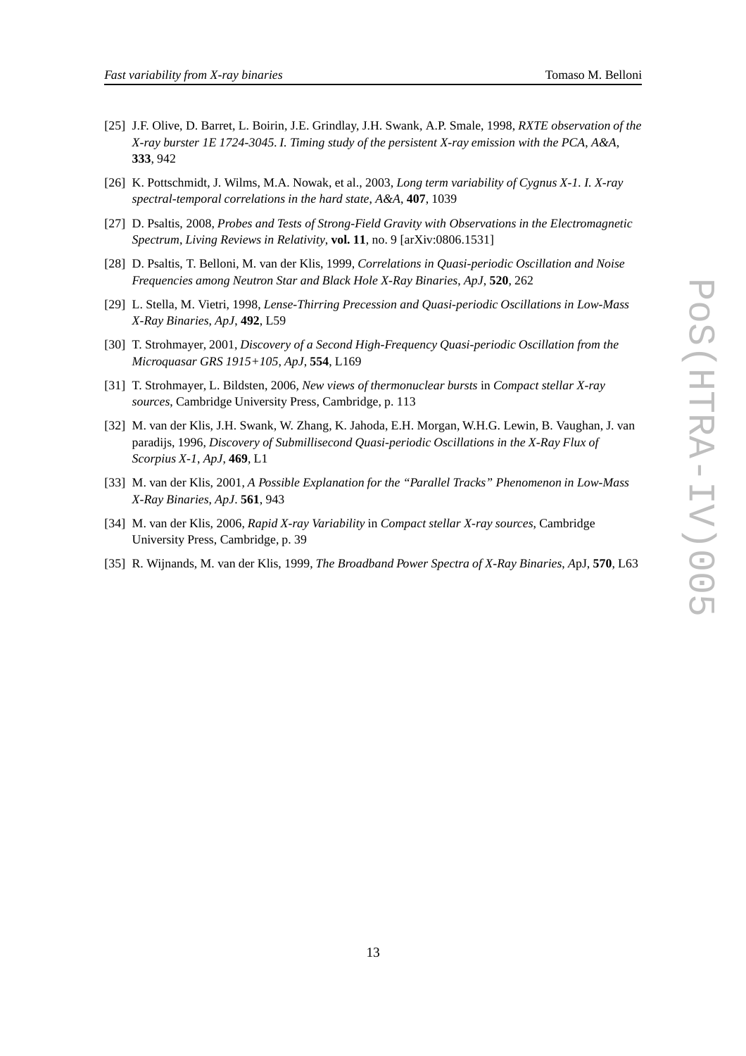[25] J.F. Olive, D. Barret, L. Boirin, J.E. Grindlay, J.H. Swank, A.P. Smale, 1998, *RXTE observation of the X-ray burster 1E 1724-3045. I. Timing study of the persistent X-ray emission with the PCA*, *A&A*, **333**, 942

[26] K. Pottschmidt, J. Wilms, M.A. Nowak, et al., 2003, *Long term variability of Cygnus X-1. I. X-ray spectral-temporal correlations in the hard state*, *A&A*, **407**, 1039

[27] D. Psaltis, 2008, *Probes and Tests of Strong-Field Gravity with Observations in the Electromagnetic Spectrum*, *Living Reviews in Relativity*, **vol. 11**, no. 9 [arXiv:0806.1531]

[28] D. Psaltis, T. Belloni, M. van der Klis, 1999, *Correlations in Quasi-periodic Oscillation and Noise Frequencies among Neutron Star and Black Hole X-Ray Binaries*, *ApJ*, **520**, 262

[29] L. Stella, M. Vietri, 1998, *Lense-Thirring Precession and Quasi-periodic Oscillations in Low-Mass X-Ray Binaries*, *ApJ*, **492**, L59

[30] T. Strohmayer, 2001, *Discovery of a Second High-Frequency Quasi-periodic Oscillation from the Microquasar GRS 1915+105*, *ApJ*, **554**, L169

[31] T. Strohmayer, L. Bildsten, 2006, *New views of thermonuclear bursts* in *Compact stellar X-ray sources*, Cambridge University Press, Cambridge, p. 113

[32] M. van der Klis, J.H. Swank, W. Zhang, K. Jahoda, E.H. Morgan, W.H.G. Lewin, B. Vaughan, J. van paradijs, 1996, *Discovery of Submillisecond Quasi-periodic Oscillations in the X-Ray Flux of Scorpius X-1*, *ApJ*, **469**, L1

[33] M. van der Klis, 2001, *A Possible Explanation for the "Parallel Tracks" Phenomenon in Low-Mass X-Ray Binaries*, *ApJ*. **561**, 943

[34] M. van der Klis, 2006, *Rapid X-ray Variability* in *Compact stellar X-ray sources*, Cambridge University Press, Cambridge, p. 39

[35] R. Wijnands, M. van der Klis, 1999, *The Broadband Power Spectra of X-Ray Binaries*, *A*pJ, **570**, L63